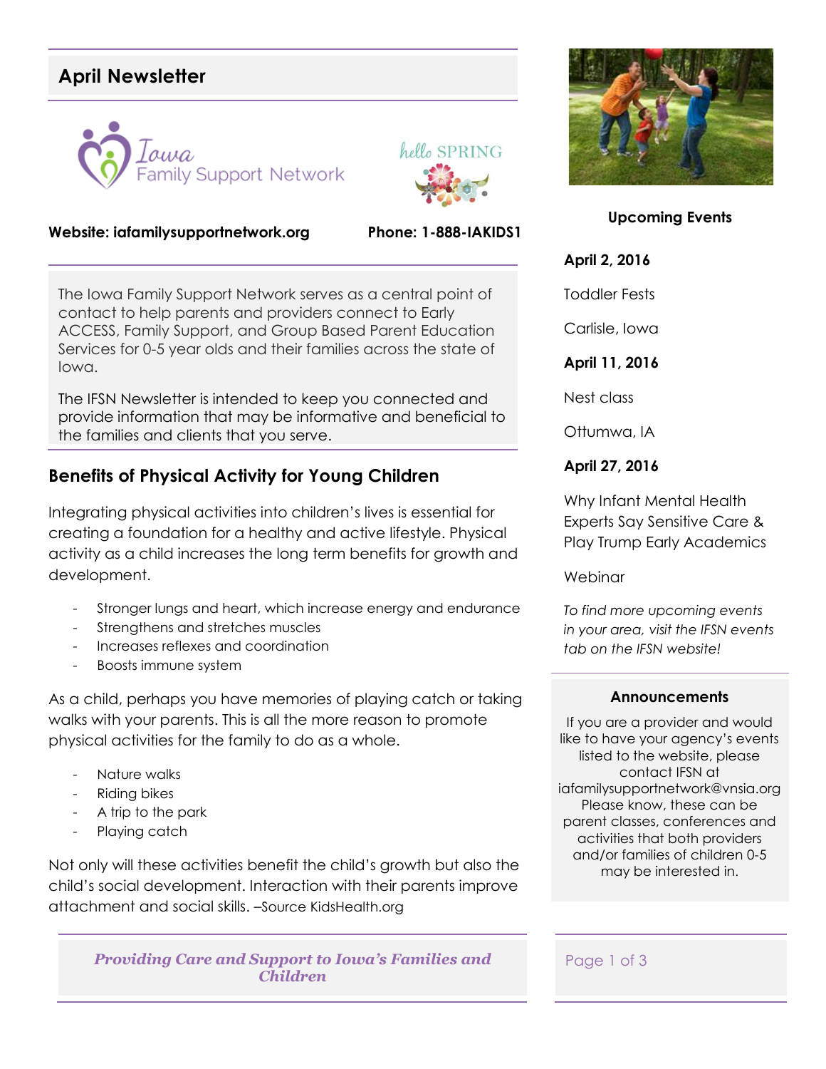# April Newsletter

Iowa Family Support Network

hello SPRING

**Website: iafamilysupportnetwork.org** **Phone: 1-888-IAKIDS1**

The Iowa Family Support Network serves as a central point of contact to help parents and providers connect to Early ACCESS, Family Support, and Group Based Parent Education Services for 0-5 year olds and their families across the state of Iowa.

The IFSN Newsletter is intended to keep you connected and provide information that may be informative and beneficial to the families and clients that you serve.

## Benefits of Physical Activity for Young Children

Integrating physical activities into children's lives is essential for creating a foundation for a healthy and active lifestyle. Physical activity as a child increases the long term benefits for growth and development.

- Stronger lungs and heart, which increase energy and endurance
- Strengthens and stretches muscles
- Increases reflexes and coordination
- Boosts immune system

As a child, perhaps you have memories of playing catch or taking walks with your parents. This is all the more reason to promote physical activities for the family to do as a whole.

- Nature walks
- Riding bikes
- A trip to the park
- Playing catch

Not only will these activities benefit the child's growth but also the child's social development. Interaction with their parents improve attachment and social skills. –Source KidsHealth.org

***Providing Care and Support to Iowa's Families and Children***

### Upcoming Events

**April 2, 2016**

Toddler Fests

Carlisle, Iowa

**April 11, 2016**

Nest class

Ottumwa, IA

**April 27, 2016**

Why Infant Mental Health Experts Say Sensitive Care & Play Trump Early Academics

Webinar

*To find more upcoming events in your area, visit the IFSN events tab on the IFSN website!*

### Announcements

If you are a provider and would like to have your agency's events listed to the website, please contact IFSN at iafamilysupportnetwork@vnsia.org Please know, these can be parent classes, conferences and activities that both providers and/or families of children 0-5 may be interested in.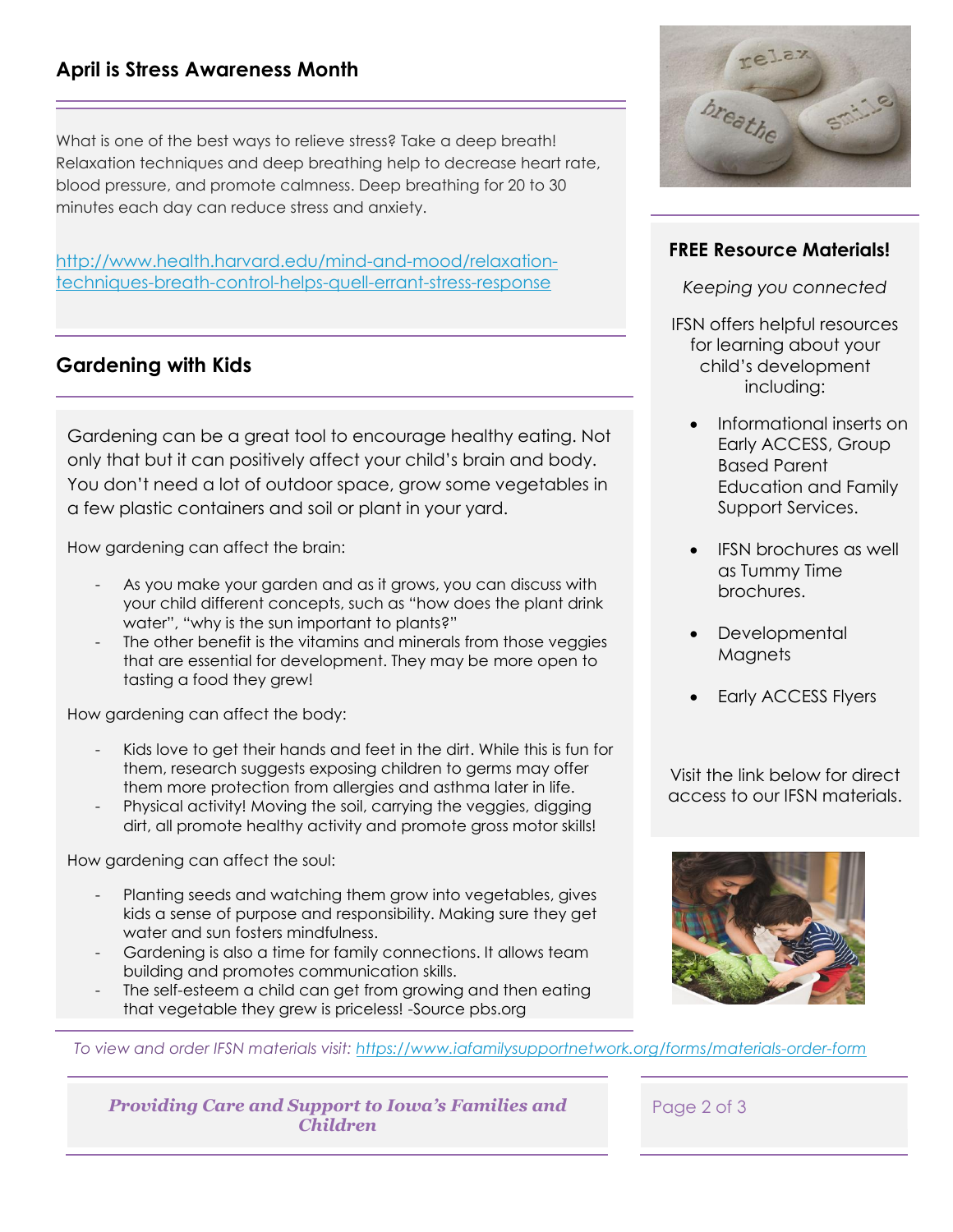## April is Stress Awareness Month

What is one of the best ways to relieve stress? Take a deep breath! Relaxation techniques and deep breathing help to decrease heart rate, blood pressure, and promote calmness. Deep breathing for 20 to 30 minutes each day can reduce stress and anxiety.

http://www.health.harvard.edu/mind-and-mood/relaxation-techniques-breath-control-helps-quell-errant-stress-response

## Gardening with Kids

Gardening can be a great tool to encourage healthy eating. Not only that but it can positively affect your child's brain and body. You don't need a lot of outdoor space, grow some vegetables in a few plastic containers and soil or plant in your yard.

How gardening can affect the brain:

- As you make your garden and as it grows, you can discuss with your child different concepts, such as "how does the plant drink water", "why is the sun important to plants?"
- The other benefit is the vitamins and minerals from those veggies that are essential for development. They may be more open to tasting a food they grew!

How gardening can affect the body:

- Kids love to get their hands and feet in the dirt. While this is fun for them, research suggests exposing children to germs may offer them more protection from allergies and asthma later in life.
- Physical activity! Moving the soil, carrying the veggies, digging dirt, all promote healthy activity and promote gross motor skills!

How gardening can affect the soul:

- Planting seeds and watching them grow into vegetables, gives kids a sense of purpose and responsibility. Making sure they get water and sun fosters mindfulness.
- Gardening is also a time for family connections. It allows team building and promotes communication skills.
- The self-esteem a child can get from growing and then eating that vegetable they grew is priceless! -Source pbs.org

### FREE Resource Materials!

*Keeping you connected*

IFSN offers helpful resources for learning about your child's development including:

- Informational inserts on Early ACCESS, Group Based Parent Education and Family Support Services.
- IFSN brochures as well as Tummy Time brochures.
- Developmental Magnets
- Early ACCESS Flyers

Visit the link below for direct access to our IFSN materials.

*To view and order IFSN materials visit:* https://www.iafamilysupportnetwork.org/forms/materials-order-form

***Providing Care and Support to Iowa's Families and Children***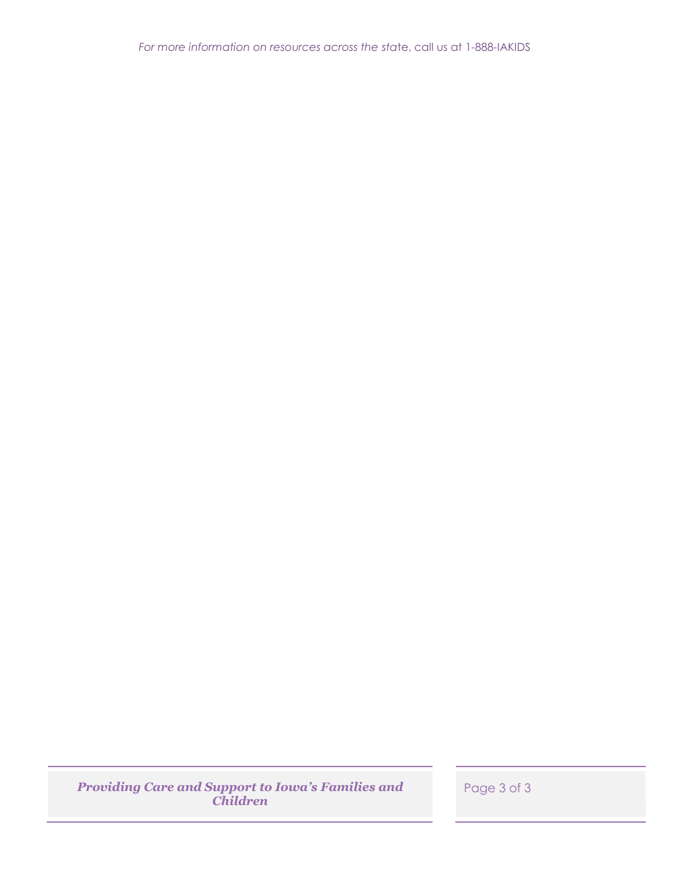*For more information on resources across the state*, call us at 1-888-IAKIDS